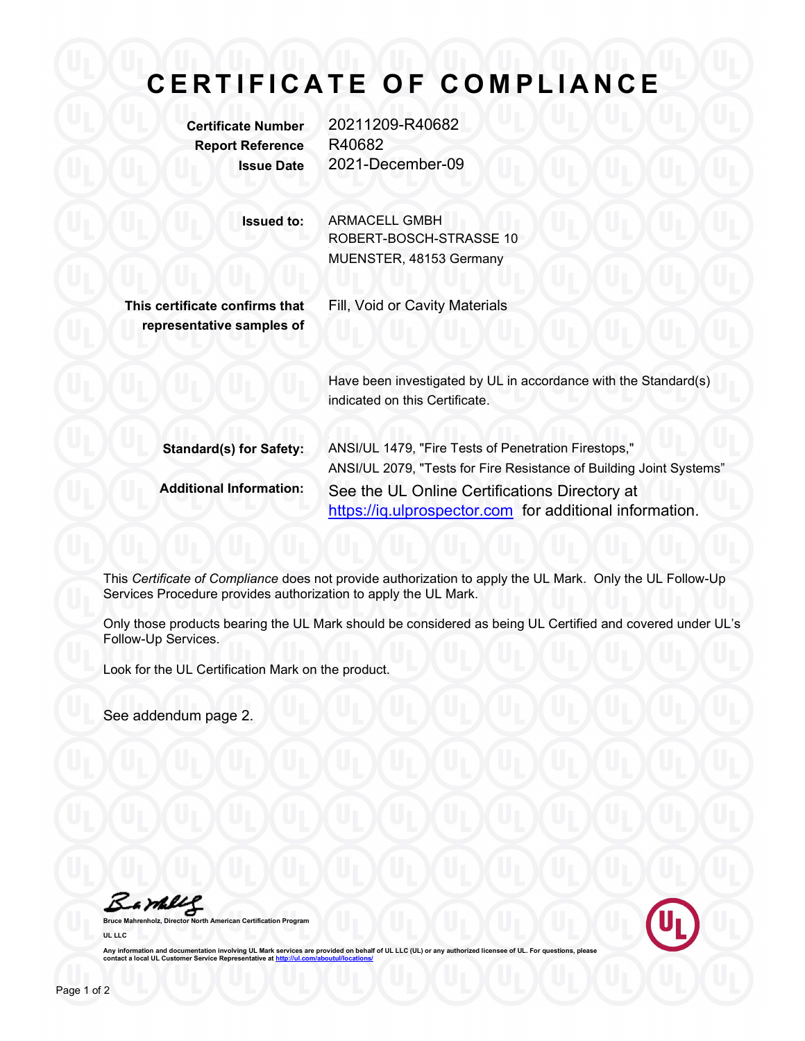# CERTIFICATE OF COMPLIANCE

**Certificate Number** 20211209-R40682
**Report Reference** R40682
**Issue Date** 2021-December-09

**Issued to:** ARMACELL GMBH
ROBERT-BOSCH-STRASSE 10
MUENSTER, 48153 Germany

**This certificate confirms that representative samples of** Fill, Void or Cavity Materials

Have been investigated by UL in accordance with the Standard(s) indicated on this Certificate.

**Standard(s) for Safety:** ANSI/UL 1479, "Fire Tests of Penetration Firestops,"
ANSI/UL 2079, "Tests for Fire Resistance of Building Joint Systems"

**Additional Information:** See the UL Online Certifications Directory at https://iq.ulprospector.com for additional information.

This *Certificate of Compliance* does not provide authorization to apply the UL Mark. Only the UL Follow-Up Services Procedure provides authorization to apply the UL Mark.

Only those products bearing the UL Mark should be considered as being UL Certified and covered under UL's Follow-Up Services.

Look for the UL Certification Mark on the product.

See addendum page 2.

**Bruce Mahrenholz, Director North American Certification Program**

**UL LLC**

Any information and documentation involving UL Mark services are provided on behalf of UL LLC (UL) or any authorized licensee of UL. For questions, please contact a local UL Customer Service Representative at http://ul.com/aboutul/locations/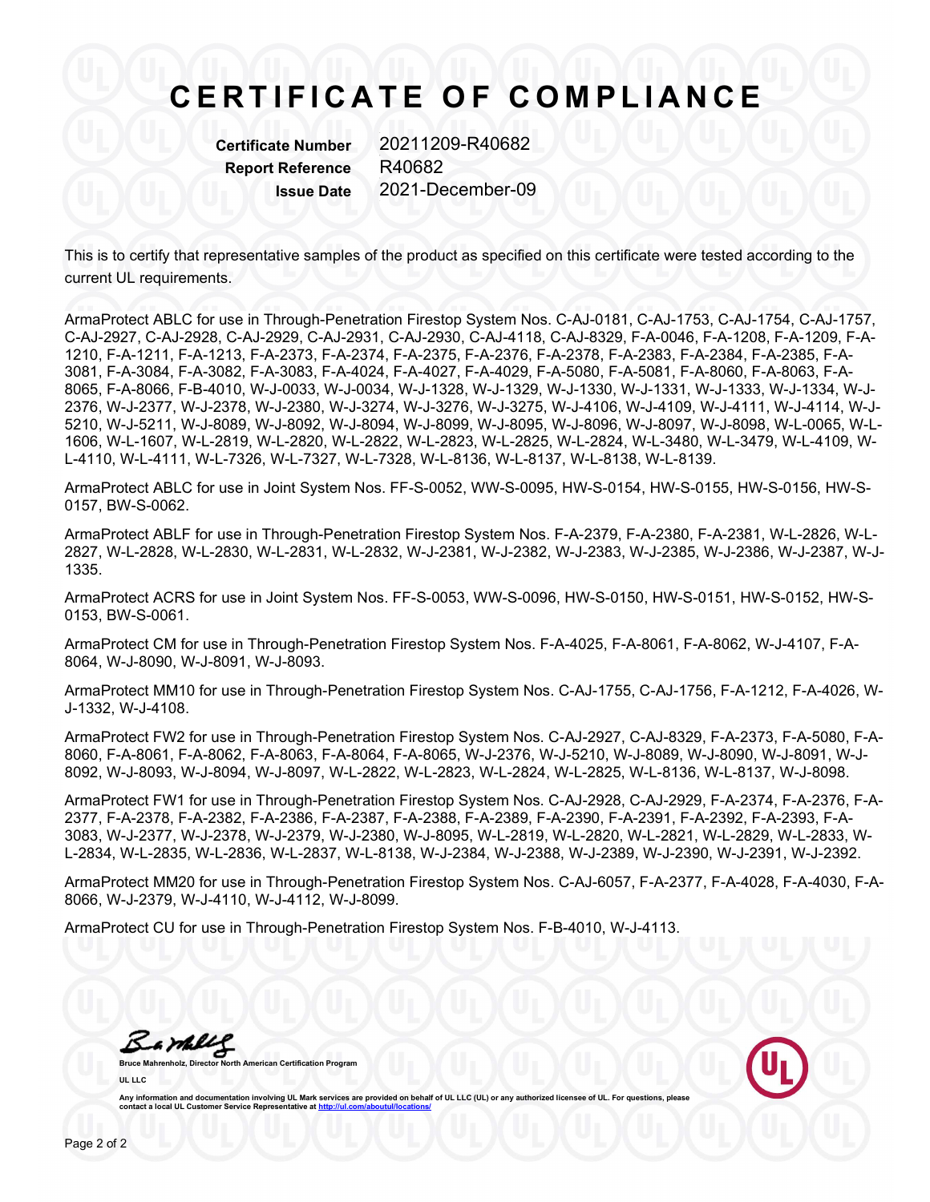# CERTIFICATE OF COMPLIANCE

**Certificate Number** 20211209-R40682
**Report Reference** R40682
**Issue Date** 2021-December-09

This is to certify that representative samples of the product as specified on this certificate were tested according to the current UL requirements.

ArmaProtect ABLC for use in Through-Penetration Firestop System Nos. C-AJ-0181, C-AJ-1753, C-AJ-1754, C-AJ-1757, C-AJ-2927, C-AJ-2928, C-AJ-2929, C-AJ-2931, C-AJ-2930, C-AJ-4118, C-AJ-8329, F-A-0046, F-A-1208, F-A-1209, F-A-1210, F-A-1211, F-A-1213, F-A-2373, F-A-2374, F-A-2375, F-A-2376, F-A-2378, F-A-2383, F-A-2384, F-A-2385, F-A-3081, F-A-3084, F-A-3082, F-A-3083, F-A-4024, F-A-4027, F-A-4029, F-A-5080, F-A-5081, F-A-8060, F-A-8063, F-A-8065, F-A-8066, F-B-4010, W-J-0033, W-J-0034, W-J-1328, W-J-1329, W-J-1330, W-J-1331, W-J-1333, W-J-1334, W-J-2376, W-J-2377, W-J-2378, W-J-2380, W-J-3274, W-J-3276, W-J-3275, W-J-4106, W-J-4109, W-J-4111, W-J-4114, W-J-5210, W-J-5211, W-J-8089, W-J-8092, W-J-8094, W-J-8099, W-J-8095, W-J-8096, W-J-8097, W-J-8098, W-L-0065, W-L-1606, W-L-1607, W-L-2819, W-L-2820, W-L-2822, W-L-2823, W-L-2825, W-L-2824, W-L-3480, W-L-3479, W-L-4109, W-L-4110, W-L-4111, W-L-7326, W-L-7327, W-L-7328, W-L-8136, W-L-8137, W-L-8138, W-L-8139.

ArmaProtect ABLC for use in Joint System Nos. FF-S-0052, WW-S-0095, HW-S-0154, HW-S-0155, HW-S-0156, HW-S-0157, BW-S-0062.

ArmaProtect ABLF for use in Through-Penetration Firestop System Nos. F-A-2379, F-A-2380, F-A-2381, W-L-2826, W-L-2827, W-L-2828, W-L-2830, W-L-2831, W-L-2832, W-J-2381, W-J-2382, W-J-2383, W-J-2385, W-J-2386, W-J-2387, W-J-1335.

ArmaProtect ACRS for use in Joint System Nos. FF-S-0053, WW-S-0096, HW-S-0150, HW-S-0151, HW-S-0152, HW-S-0153, BW-S-0061.

ArmaProtect CM for use in Through-Penetration Firestop System Nos. F-A-4025, F-A-8061, F-A-8062, W-J-4107, F-A-8064, W-J-8090, W-J-8091, W-J-8093.

ArmaProtect MM10 for use in Through-Penetration Firestop System Nos. C-AJ-1755, C-AJ-1756, F-A-1212, F-A-4026, W-J-1332, W-J-4108.

ArmaProtect FW2 for use in Through-Penetration Firestop System Nos. C-AJ-2927, C-AJ-8329, F-A-2373, F-A-5080, F-A-8060, F-A-8061, F-A-8062, F-A-8063, F-A-8064, F-A-8065, W-J-2376, W-J-5210, W-J-8089, W-J-8090, W-J-8091, W-J-8092, W-J-8093, W-J-8094, W-J-8097, W-L-2822, W-L-2823, W-L-2824, W-L-2825, W-L-8136, W-L-8137, W-J-8098.

ArmaProtect FW1 for use in Through-Penetration Firestop System Nos. C-AJ-2928, C-AJ-2929, F-A-2374, F-A-2376, F-A-2377, F-A-2378, F-A-2382, F-A-2386, F-A-2387, F-A-2388, F-A-2389, F-A-2390, F-A-2391, F-A-2392, F-A-2393, F-A-3083, W-J-2377, W-J-2378, W-J-2379, W-J-2380, W-J-8095, W-L-2819, W-L-2820, W-L-2821, W-L-2829, W-L-2833, W-L-2834, W-L-2835, W-L-2836, W-L-2837, W-L-8138, W-J-2384, W-J-2388, W-J-2389, W-J-2390, W-J-2391, W-J-2392.

ArmaProtect MM20 for use in Through-Penetration Firestop System Nos. C-AJ-6057, F-A-2377, F-A-4028, F-A-4030, F-A-8066, W-J-2379, W-J-4110, W-J-4112, W-J-8099.

ArmaProtect CU for use in Through-Penetration Firestop System Nos. F-B-4010, W-J-4113.

**Bruce Mahrenholz, Director North American Certification Program**

**UL LLC**

**Any information and documentation involving UL Mark services are provided on behalf of UL LLC (UL) or any authorized licensee of UL. For questions, please contact a local UL Customer Service Representative at http://ul.com/aboutul/locations/**